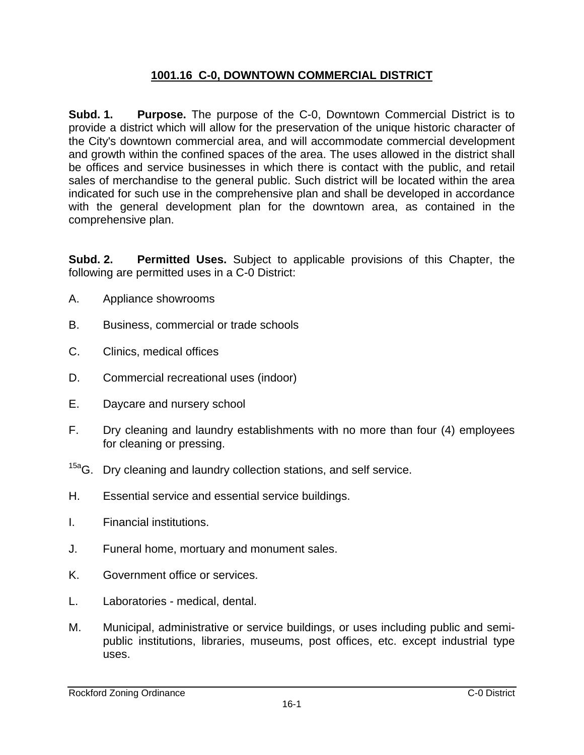# 1001.16 C-0, DOWNTOWN COMMERCIAL DISTRICT

**Subd. 1. Purpose.** The purpose of the C-0, Downtown Commercial District is to provide a district which will allow for the preservation of the unique historic character of the City's downtown commercial area, and will accommodate commercial development and growth within the confined spaces of the area. The uses allowed in the district shall be offices and service businesses in which there is contact with the public, and retail sales of merchandise to the general public. Such district will be located within the area indicated for such use in the comprehensive plan and shall be developed in accordance with the general development plan for the downtown area, as contained in the comprehensive plan.

**Subd. 2. Permitted Uses.** Subject to applicable provisions of this Chapter, the following are permitted uses in a C-0 District:

A. Appliance showrooms

B. Business, commercial or trade schools

C. Clinics, medical offices

D. Commercial recreational uses (indoor)

E. Daycare and nursery school

F. Dry cleaning and laundry establishments with no more than four (4) employees for cleaning or pressing.

[15a]G. Dry cleaning and laundry collection stations, and self service.

H. Essential service and essential service buildings.

I. Financial institutions.

J. Funeral home, mortuary and monument sales.

K. Government office or services.

L. Laboratories - medical, dental.

M. Municipal, administrative or service buildings, or uses including public and semi-public institutions, libraries, museums, post offices, etc. except industrial type uses.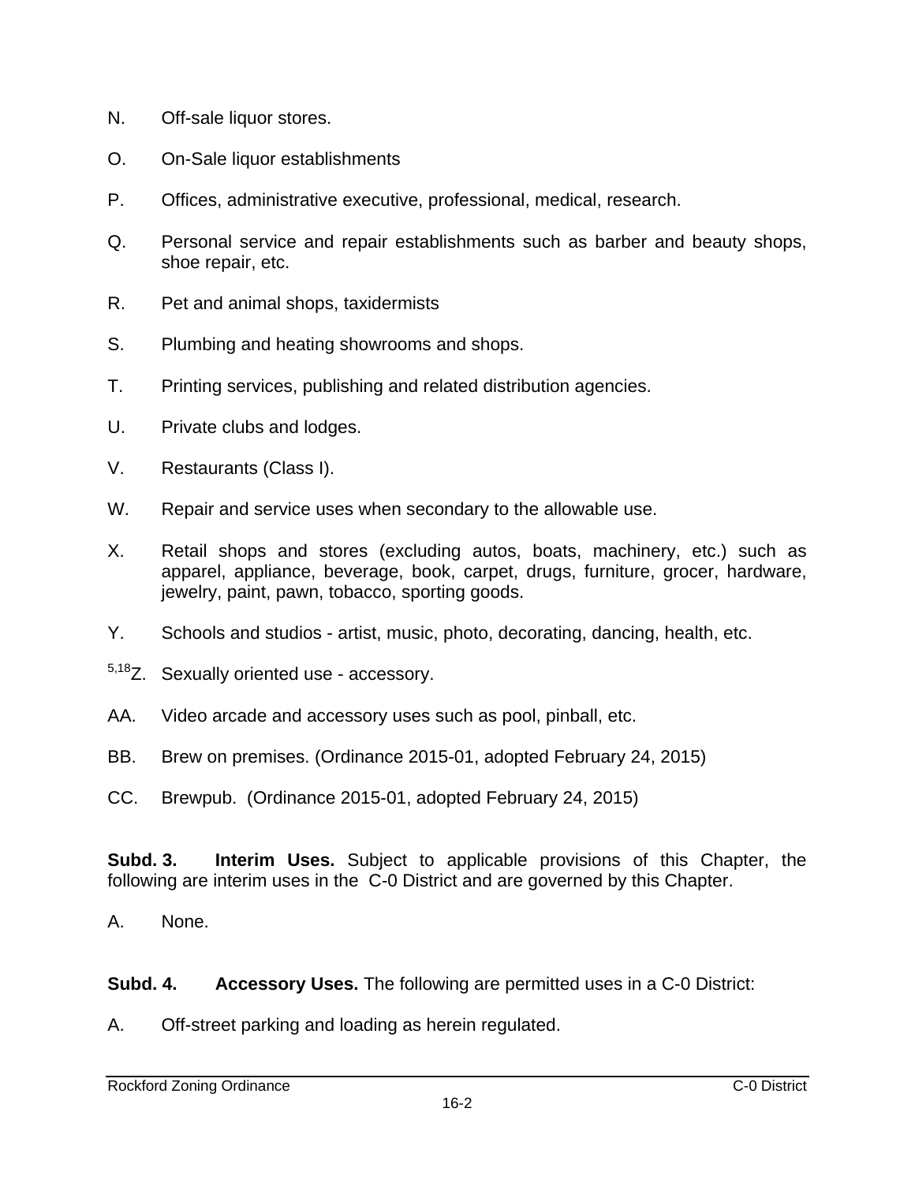N. Off-sale liquor stores.

O. On-Sale liquor establishments

P. Offices, administrative executive, professional, medical, research.

Q. Personal service and repair establishments such as barber and beauty shops, shoe repair, etc.

R. Pet and animal shops, taxidermists

S. Plumbing and heating showrooms and shops.

T. Printing services, publishing and related distribution agencies.

U. Private clubs and lodges.

V. Restaurants (Class I).

W. Repair and service uses when secondary to the allowable use.

X. Retail shops and stores (excluding autos, boats, machinery, etc.) such as apparel, appliance, beverage, book, carpet, drugs, furniture, grocer, hardware, jewelry, paint, pawn, tobacco, sporting goods.

Y. Schools and studios - artist, music, photo, decorating, dancing, health, etc.

[5,18]Z. Sexually oriented use - accessory.

AA. Video arcade and accessory uses such as pool, pinball, etc.

BB. Brew on premises. (Ordinance 2015-01, adopted February 24, 2015)

CC. Brewpub. (Ordinance 2015-01, adopted February 24, 2015)

**Subd. 3. Interim Uses.** Subject to applicable provisions of this Chapter, the following are interim uses in the C-0 District and are governed by this Chapter.

A. None.

**Subd. 4. Accessory Uses.** The following are permitted uses in a C-0 District:

A. Off-street parking and loading as herein regulated.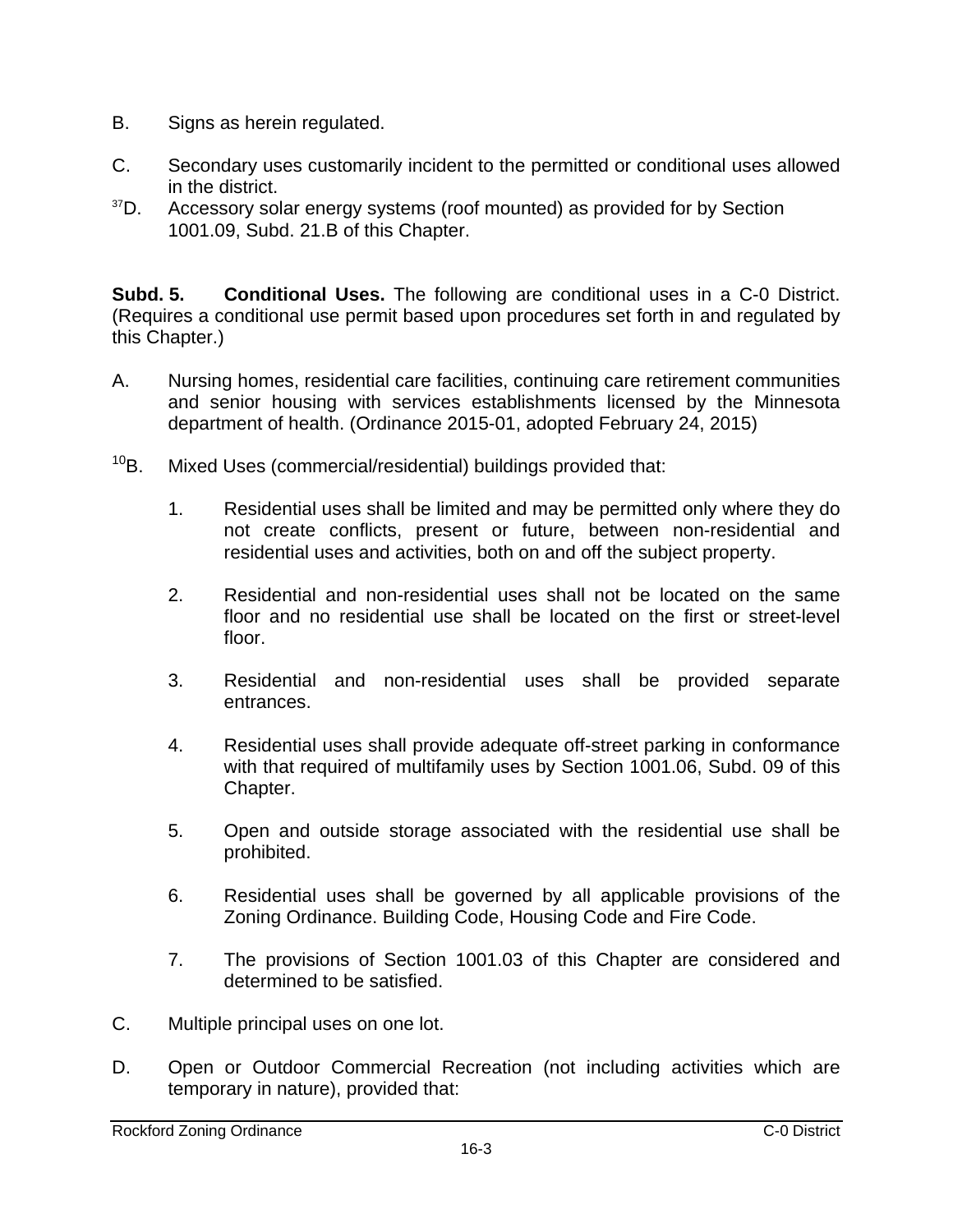B. Signs as herein regulated.

C. Secondary uses customarily incident to the permitted or conditional uses allowed in the district.

[37]D. Accessory solar energy systems (roof mounted) as provided for by Section 1001.09, Subd. 21.B of this Chapter.

**Subd. 5. Conditional Uses.** The following are conditional uses in a C-0 District. (Requires a conditional use permit based upon procedures set forth in and regulated by this Chapter.)

A. Nursing homes, residential care facilities, continuing care retirement communities and senior housing with services establishments licensed by the Minnesota department of health. (Ordinance 2015-01, adopted February 24, 2015)

[10]B. Mixed Uses (commercial/residential) buildings provided that:

1. Residential uses shall be limited and may be permitted only where they do not create conflicts, present or future, between non-residential and residential uses and activities, both on and off the subject property.

2. Residential and non-residential uses shall not be located on the same floor and no residential use shall be located on the first or street-level floor.

3. Residential and non-residential uses shall be provided separate entrances.

4. Residential uses shall provide adequate off-street parking in conformance with that required of multifamily uses by Section 1001.06, Subd. 09 of this Chapter.

5. Open and outside storage associated with the residential use shall be prohibited.

6. Residential uses shall be governed by all applicable provisions of the Zoning Ordinance. Building Code, Housing Code and Fire Code.

7. The provisions of Section 1001.03 of this Chapter are considered and determined to be satisfied.

C. Multiple principal uses on one lot.

D. Open or Outdoor Commercial Recreation (not including activities which are temporary in nature), provided that: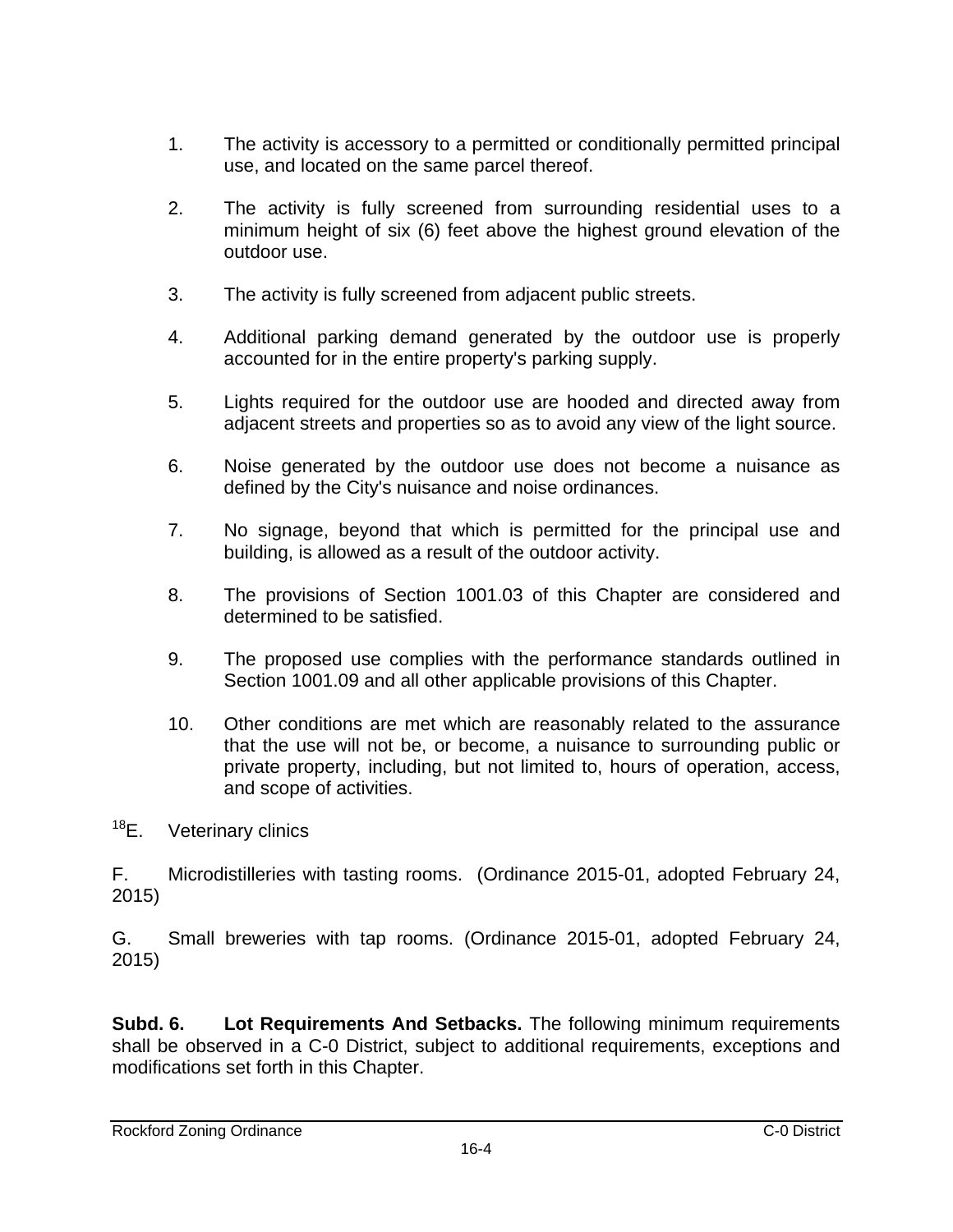1. The activity is accessory to a permitted or conditionally permitted principal use, and located on the same parcel thereof.

2. The activity is fully screened from surrounding residential uses to a minimum height of six (6) feet above the highest ground elevation of the outdoor use.

3. The activity is fully screened from adjacent public streets.

4. Additional parking demand generated by the outdoor use is properly accounted for in the entire property's parking supply.

5. Lights required for the outdoor use are hooded and directed away from adjacent streets and properties so as to avoid any view of the light source.

6. Noise generated by the outdoor use does not become a nuisance as defined by the City's nuisance and noise ordinances.

7. No signage, beyond that which is permitted for the principal use and building, is allowed as a result of the outdoor activity.

8. The provisions of Section 1001.03 of this Chapter are considered and determined to be satisfied.

9. The proposed use complies with the performance standards outlined in Section 1001.09 and all other applicable provisions of this Chapter.

10. Other conditions are met which are reasonably related to the assurance that the use will not be, or become, a nuisance to surrounding public or private property, including, but not limited to, hours of operation, access, and scope of activities.

[18]E. Veterinary clinics

F. Microdistilleries with tasting rooms. (Ordinance 2015-01, adopted February 24, 2015)

G. Small breweries with tap rooms. (Ordinance 2015-01, adopted February 24, 2015)

**Subd. 6. Lot Requirements And Setbacks.** The following minimum requirements shall be observed in a C-0 District, subject to additional requirements, exceptions and modifications set forth in this Chapter.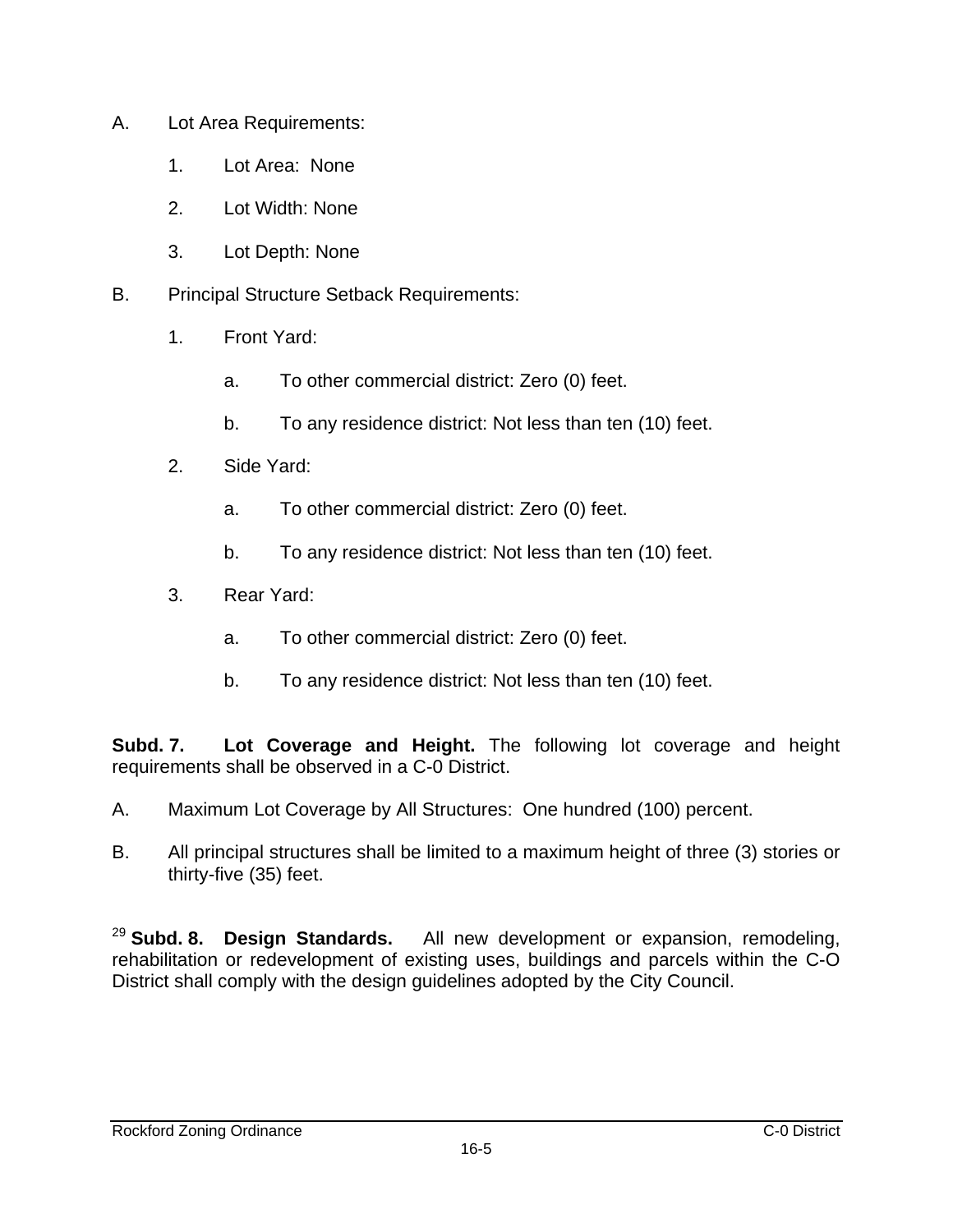A. Lot Area Requirements:

   1. Lot Area: None

   2. Lot Width: None

   3. Lot Depth: None

B. Principal Structure Setback Requirements:

   1. Front Yard:

      a. To other commercial district: Zero (0) feet.

      b. To any residence district: Not less than ten (10) feet.

   2. Side Yard:

      a. To other commercial district: Zero (0) feet.

      b. To any residence district: Not less than ten (10) feet.

   3. Rear Yard:

      a. To other commercial district: Zero (0) feet.

      b. To any residence district: Not less than ten (10) feet.

**Subd. 7. Lot Coverage and Height.** The following lot coverage and height requirements shall be observed in a C-0 District.

A. Maximum Lot Coverage by All Structures: One hundred (100) percent.

B. All principal structures shall be limited to a maximum height of three (3) stories or thirty-five (35) feet.

[29] **Subd. 8. Design Standards.** All new development or expansion, remodeling, rehabilitation or redevelopment of existing uses, buildings and parcels within the C-O District shall comply with the design guidelines adopted by the City Council.